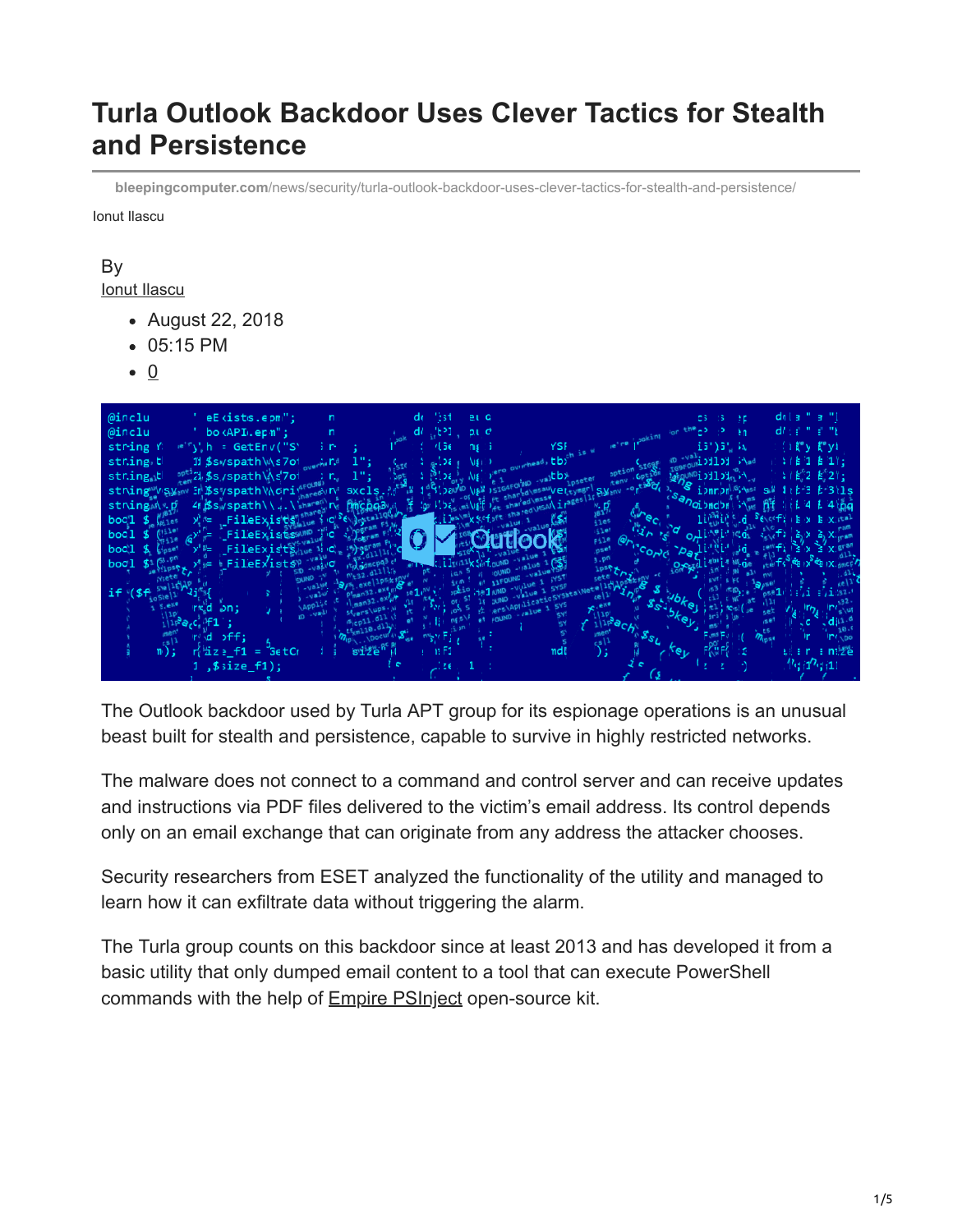# Turla Outlook Backdoor Uses Clever Tactics for Stealth and Persistence

bleepingcomputer.com/news/security/turla-outlook-backdoor-uses-clever-tactics-for-stealth-and-persistence/

Ionut Ilascu

By
Ionut Ilascu

- August 22, 2018
- 05:15 PM
- 0

The Outlook backdoor used by Turla APT group for its espionage operations is an unusual beast built for stealth and persistence, capable to survive in highly restricted networks.

The malware does not connect to a command and control server and can receive updates and instructions via PDF files delivered to the victim's email address. Its control depends only on an email exchange that can originate from any address the attacker chooses.

Security researchers from ESET analyzed the functionality of the utility and managed to learn how it can exfiltrate data without triggering the alarm.

The Turla group counts on this backdoor since at least 2013 and has developed it from a basic utility that only dumped email content to a tool that can execute PowerShell commands with the help of Empire PSInject open-source kit.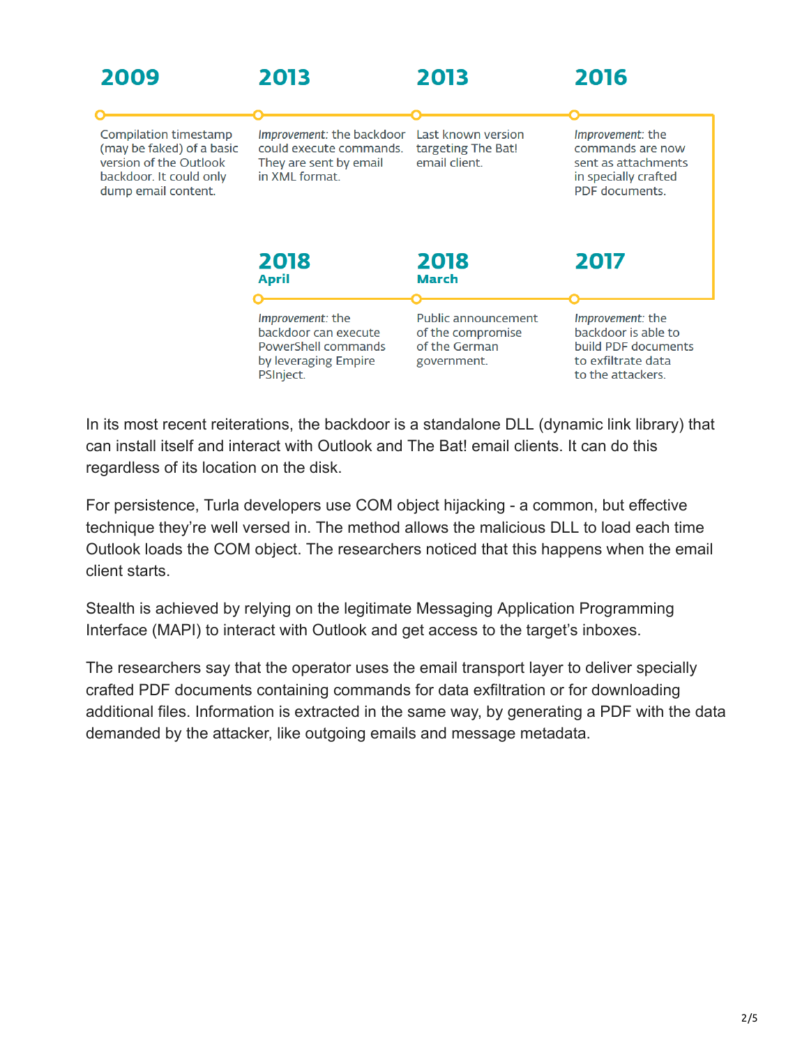**2009**

Compilation timestamp (may be faked) of a basic version of the Outlook backdoor. It could only dump email content.

**2013**

*Improvement*: the backdoor could execute commands. They are sent by email in XML format.

**2013**

Last known version targeting The Bat! email client.

**2016**

*Improvement*: the commands are now sent as attachments in specially crafted PDF documents.

**2017**

*Improvement*: the backdoor is able to build PDF documents to exfiltrate data to the attackers.

**2018 March**

Public announcement of the compromise of the German government.

**2018 April**

*Improvement*: the backdoor can execute PowerShell commands by leveraging Empire PSInject.

In its most recent reiterations, the backdoor is a standalone DLL (dynamic link library) that can install itself and interact with Outlook and The Bat! email clients. It can do this regardless of its location on the disk.

For persistence, Turla developers use COM object hijacking - a common, but effective technique they're well versed in. The method allows the malicious DLL to load each time Outlook loads the COM object. The researchers noticed that this happens when the email client starts.

Stealth is achieved by relying on the legitimate Messaging Application Programming Interface (MAPI) to interact with Outlook and get access to the target's inboxes.

The researchers say that the operator uses the email transport layer to deliver specially crafted PDF documents containing commands for data exfiltration or for downloading additional files. Information is extracted in the same way, by generating a PDF with the data demanded by the attacker, like outgoing emails and message metadata.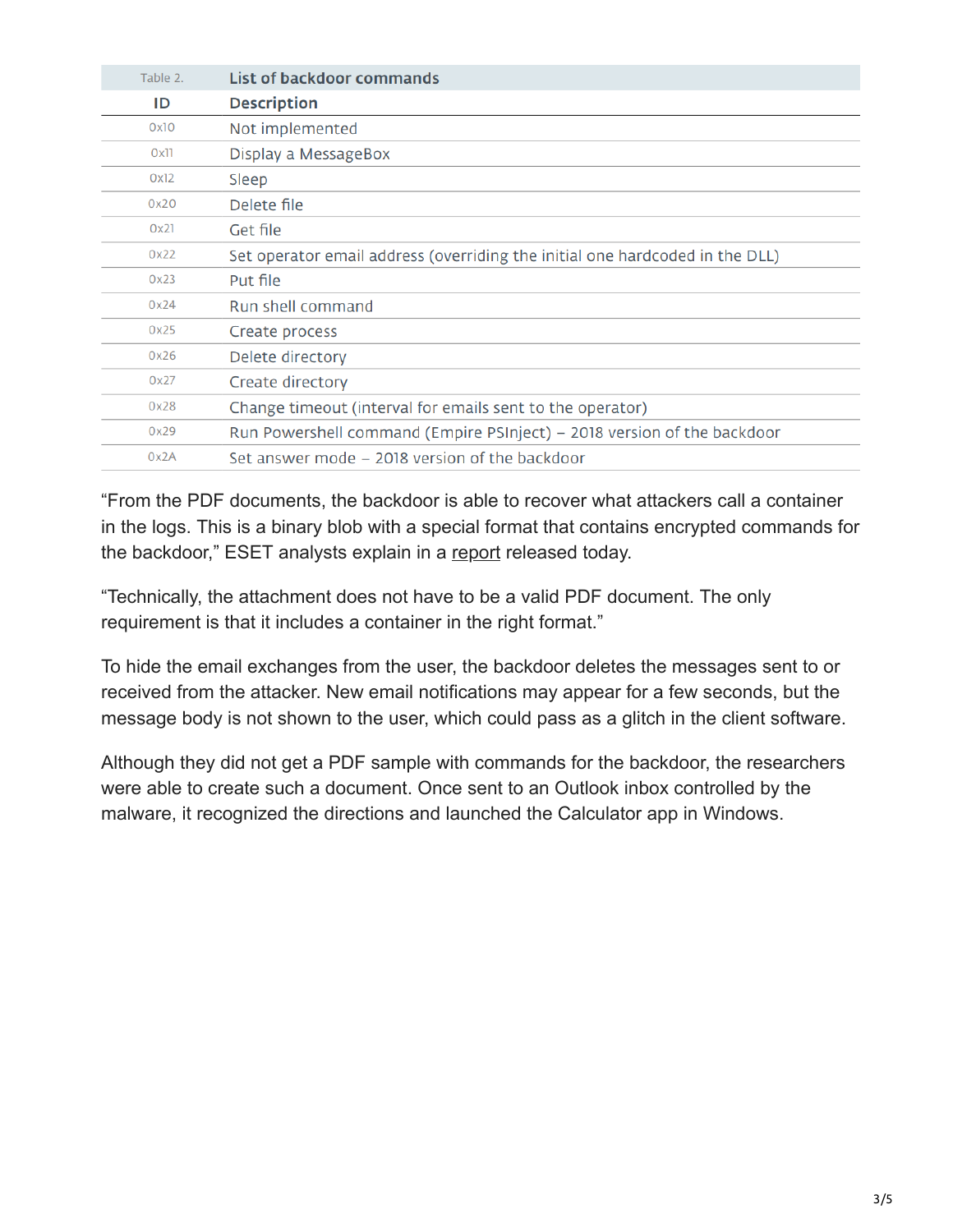| Table 2. | List of backdoor commands |
|---|---|
| **ID** | **Description** |
| 0x10 | Not implemented |
| 0x11 | Display a MessageBox |
| 0x12 | Sleep |
| 0x20 | Delete file |
| 0x21 | Get file |
| 0x22 | Set operator email address (overriding the initial one hardcoded in the DLL) |
| 0x23 | Put file |
| 0x24 | Run shell command |
| 0x25 | Create process |
| 0x26 | Delete directory |
| 0x27 | Create directory |
| 0x28 | Change timeout (interval for emails sent to the operator) |
| 0x29 | Run Powershell command (Empire PSInject) – 2018 version of the backdoor |
| 0x2A | Set answer mode – 2018 version of the backdoor |

“From the PDF documents, the backdoor is able to recover what attackers call a container in the logs. This is a binary blob with a special format that contains encrypted commands for the backdoor,” ESET analysts explain in a report released today.

“Technically, the attachment does not have to be a valid PDF document. The only requirement is that it includes a container in the right format.”

To hide the email exchanges from the user, the backdoor deletes the messages sent to or received from the attacker. New email notifications may appear for a few seconds, but the message body is not shown to the user, which could pass as a glitch in the client software.

Although they did not get a PDF sample with commands for the backdoor, the researchers were able to create such a document. Once sent to an Outlook inbox controlled by the malware, it recognized the directions and launched the Calculator app in Windows.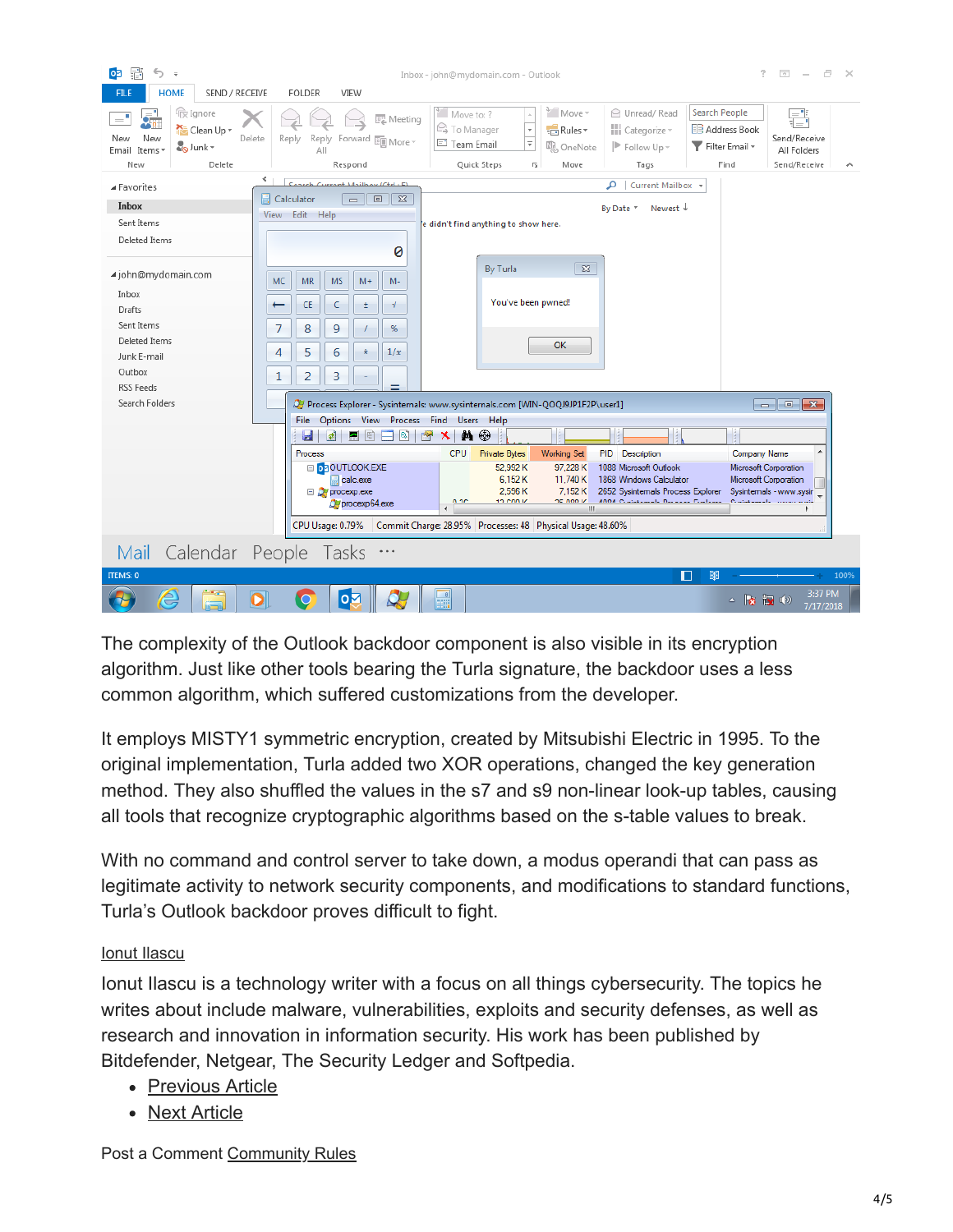The complexity of the Outlook backdoor component is also visible in its encryption algorithm. Just like other tools bearing the Turla signature, the backdoor uses a less common algorithm, which suffered customizations from the developer.

It employs MISTY1 symmetric encryption, created by Mitsubishi Electric in 1995. To the original implementation, Turla added two XOR operations, changed the key generation method. They also shuffled the values in the s7 and s9 non-linear look-up tables, causing all tools that recognize cryptographic algorithms based on the s-table values to break.

With no command and control server to take down, a modus operandi that can pass as legitimate activity to network security components, and modifications to standard functions, Turla's Outlook backdoor proves difficult to fight.

Ionut Ilascu

Ionut Ilascu is a technology writer with a focus on all things cybersecurity. The topics he writes about include malware, vulnerabilities, exploits and security defenses, as well as research and innovation in information security. His work has been published by Bitdefender, Netgear, The Security Ledger and Softpedia.

- Previous Article
- Next Article

Post a Comment Community Rules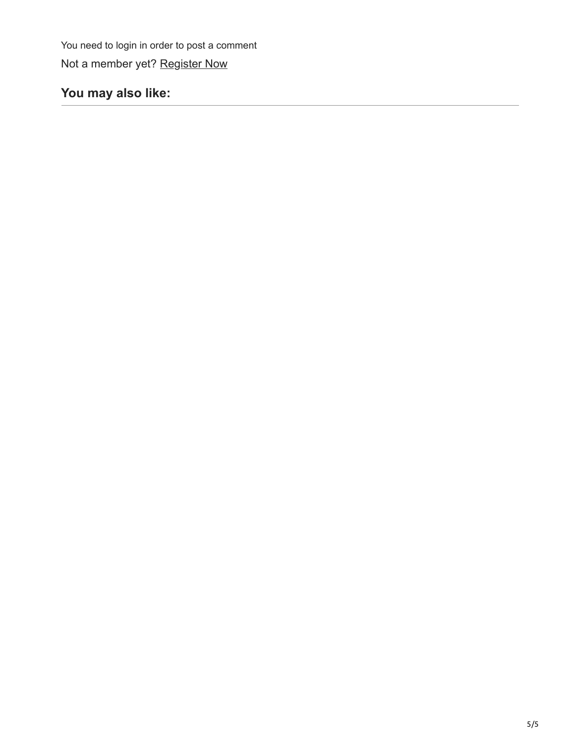You need to login in order to post a comment

Not a member yet? Register Now

## You may also like: